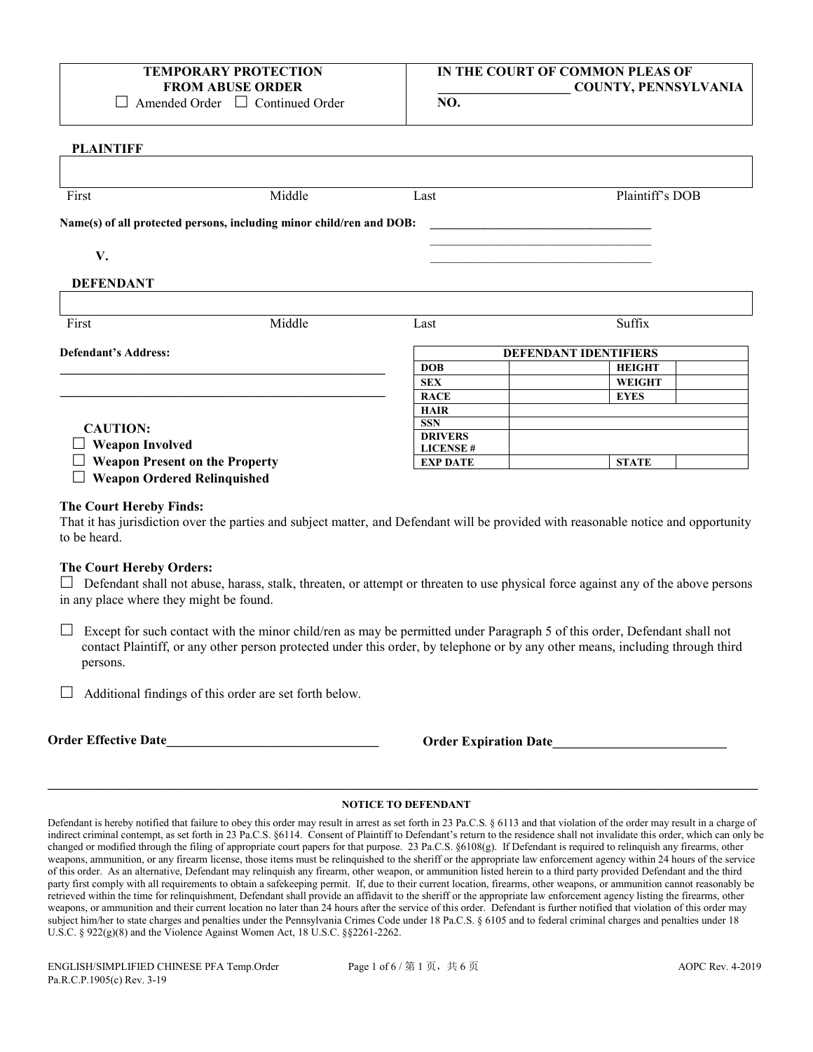| TEMPORARY PROTECTION FROM ABUSE ORDER<br>☐ Amended Order ☐ Continued Order | IN THE COURT OF COMMON PLEAS OF<br>___________________ COUNTY, PENNSYLVANIA<br>NO. |
|---|---|

**PLAINTIFF**

| First | Middle | Last | Plaintiff's DOB |
|---|---|---|---|
| | | | |

**Name(s) of all protected persons, including minor child/ren and DOB:** ___________________________________

___________________________________

___________________________________

**V.**

**DEFENDANT**

| First | Middle | Last | Suffix |
|---|---|---|---|
| | | | |

**Defendant's Address:**

___________________________________________________

___________________________________________________

| DEFENDANT IDENTIFIERS | | | |
|---|---|---|---|
| **DOB** | | **HEIGHT** | |
| **SEX** | | **WEIGHT** | |
| **RACE** | | **EYES** | |
| **HAIR** | | | |
| **SSN** | | | |
| **DRIVERS LICENSE #** | | | |
| **EXP DATE** | | **STATE** | |

**CAUTION:**

☐ **Weapon Involved**

☐ **Weapon Present on the Property**

☐ **Weapon Ordered Relinquished**

**The Court Hereby Finds:**

That it has jurisdiction over the parties and subject matter, and Defendant will be provided with reasonable notice and opportunity to be heard.

**The Court Hereby Orders:**

☐ Defendant shall not abuse, harass, stalk, threaten, or attempt or threaten to use physical force against any of the above persons in any place where they might be found.

☐ Except for such contact with the minor child/ren as may be permitted under Paragraph 5 of this order, Defendant shall not contact Plaintiff, or any other person protected under this order, by telephone or by any other means, including through third persons.

☐ Additional findings of this order are set forth below.

**Order Effective Date**________________________________ **Order Expiration Date**__________________________

**NOTICE TO DEFENDANT**

Defendant is hereby notified that failure to obey this order may result in arrest as set forth in 23 Pa.C.S. § 6113 and that violation of the order may result in a charge of indirect criminal contempt, as set forth in 23 Pa.C.S. §6114. Consent of Plaintiff to Defendant's return to the residence shall not invalidate this order, which can only be changed or modified through the filing of appropriate court papers for that purpose. 23 Pa.C.S. §6108(g). If Defendant is required to relinquish any firearms, other weapons, ammunition, or any firearm license, those items must be relinquished to the sheriff or the appropriate law enforcement agency within 24 hours of the service of this order. As an alternative, Defendant may relinquish any firearm, other weapon, or ammunition listed herein to a third party provided Defendant and the third party first comply with all requirements to obtain a safekeeping permit. If, due to their current location, firearms, other weapons, or ammunition cannot reasonably be retrieved within the time for relinquishment, Defendant shall provide an affidavit to the sheriff or the appropriate law enforcement agency listing the firearms, other weapons, or ammunition and their current location no later than 24 hours after the service of this order. Defendant is further notified that violation of this order may subject him/her to state charges and penalties under the Pennsylvania Crimes Code under 18 Pa.C.S. § 6105 and to federal criminal charges and penalties under 18 U.S.C. § 922(g)(8) and the Violence Against Women Act, 18 U.S.C. §§2261-2262.

ENGLISH/SIMPLIFIED CHINESE PFA Temp.Order
Pa.R.C.P.1905(c) Rev. 3-19

AOPC Rev. 4-2019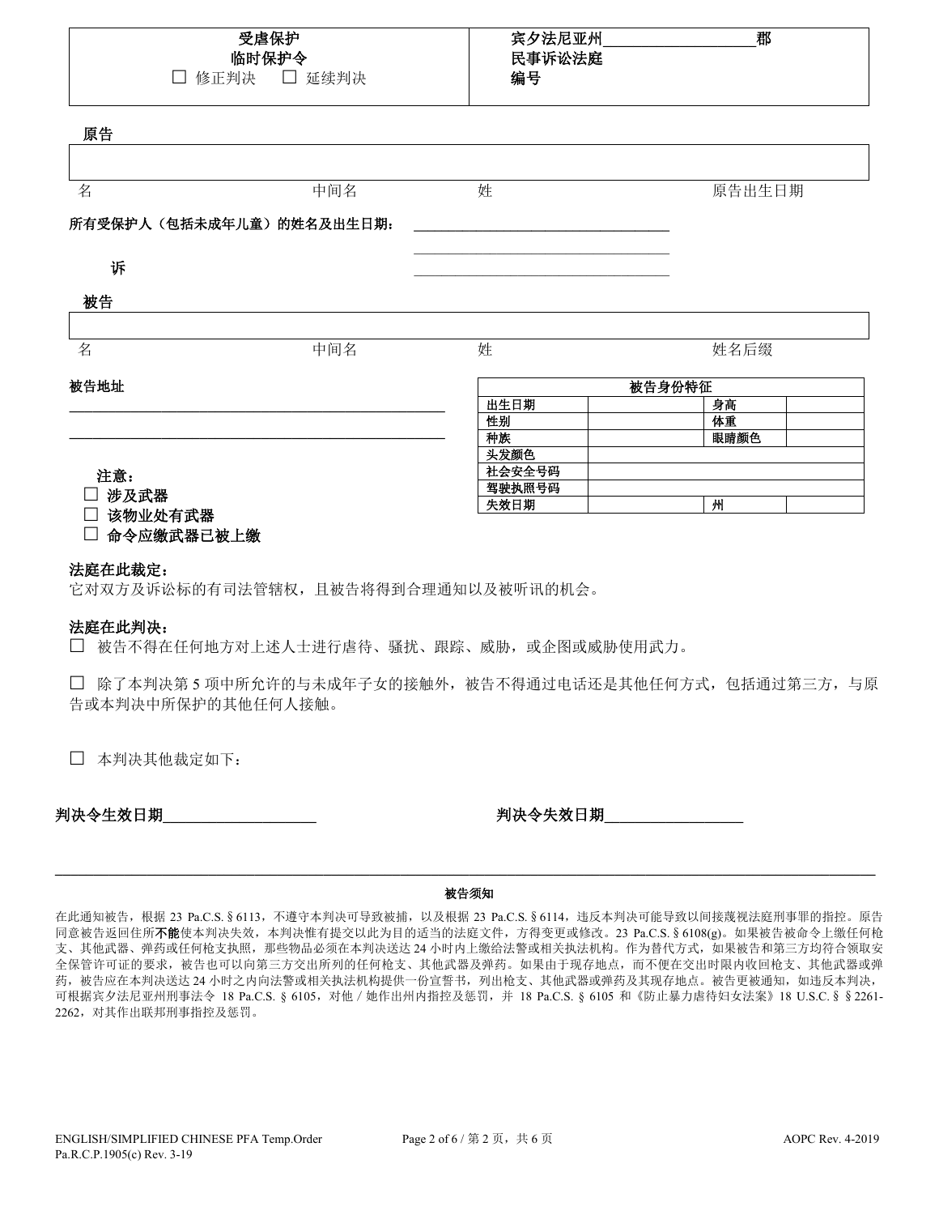| 受虐保护<br>临时保护令<br>☐ 修正判决 ☐ 延续判决 | 宾夕法尼亚州____________________郡<br>民事诉讼法庭<br>编号 |
|---|---|

**原告**

| 名 | 中间名 | 姓 | 原告出生日期 |
|---|---|---|---|
| | | | |

**所有受保护人（包括未成年儿童）的姓名及出生日期：** ____________________________________

____________________________________

**诉** ____________________________________

**被告**

| 名 | 中间名 | 姓 | 姓名后缀 |
|---|---|---|---|
| | | | |

**被告地址**

____________________________________________________

____________________________________________________

| 被告身份特征 | | | |
|---|---|---|---|
| 出生日期 | | 身高 | |
| 性别 | | 体重 | |
| 种族 | | 眼睛颜色 | |
| 头发颜色 | | | |
| 社会安全号码 | | | |
| 驾驶执照号码 | | | |
| 失效日期 | | 州 | |

**注意：**
- ☐ **涉及武器**
- ☐ **该物业处有武器**
- ☐ **命令应缴武器已被上缴**

**法庭在此裁定：**
它对双方及诉讼标的有司法管辖权，且被告将得到合理通知以及被听讯的机会。

**法庭在此判决：**

☐ 被告不得在任何地方对上述人士进行虐待、骚扰、跟踪、威胁，或企图或威胁使用武力。

☐ 除了本判决第 5 项中所允许的与未成年子女的接触外，被告不得通过电话还是其他任何方式，包括通过第三方，与原告或本判决中所保护的其他任何人接触。

☐ 本判决其他裁定如下：

**判决令生效日期____________________** **判决令失效日期__________________**

**被告须知**

在此通知被告，根据 23 Pa.C.S. § 6113，不遵守本判决可导致被捕，以及根据 23 Pa.C.S. § 6114，违反本判决可能导致以间接蔑视法庭刑事罪的指控。原告同意被告返回住所**不能**使本判决失效，本判决惟有提交以此为目的的适当的法庭文件，方得变更或修改。23 Pa.C.S. § 6108(g)。如果被告被命令上缴任何枪支、其他武器、弹药或任何枪支执照，那些物品必须在本判决送达 24 小时内上缴给法警或相关执法机构。作为替代方式，如果被告和第三方均符合领取安全保管许可证的要求，被告也可以向第三方交出所列的任何枪支、其他武器及弹药。如果由于现存地点，而不便在交出时限内收回枪支、其他武器或弹药，被告应在本判决送达 24 小时之内向法警或相关执法机构提供一份宣誓书，列出枪支、其他武器或弹药及其现存地点。被告更被通知，如违反本判决，可根据宾夕法尼亚州刑事法令 18 Pa.C.S. § 6105，对他 / 她作出州内指控及惩罚，并 18 Pa.C.S. § 6105 和《防止暴力虐待妇女法案》18 U.S.C. § § 2261-2262，对其作出联邦刑事指控及惩罚。

ENGLISH/SIMPLIFIED CHINESE PFA Temp.Order
Pa.R.C.P.1905(c) Rev. 3-19

AOPC Rev. 4-2019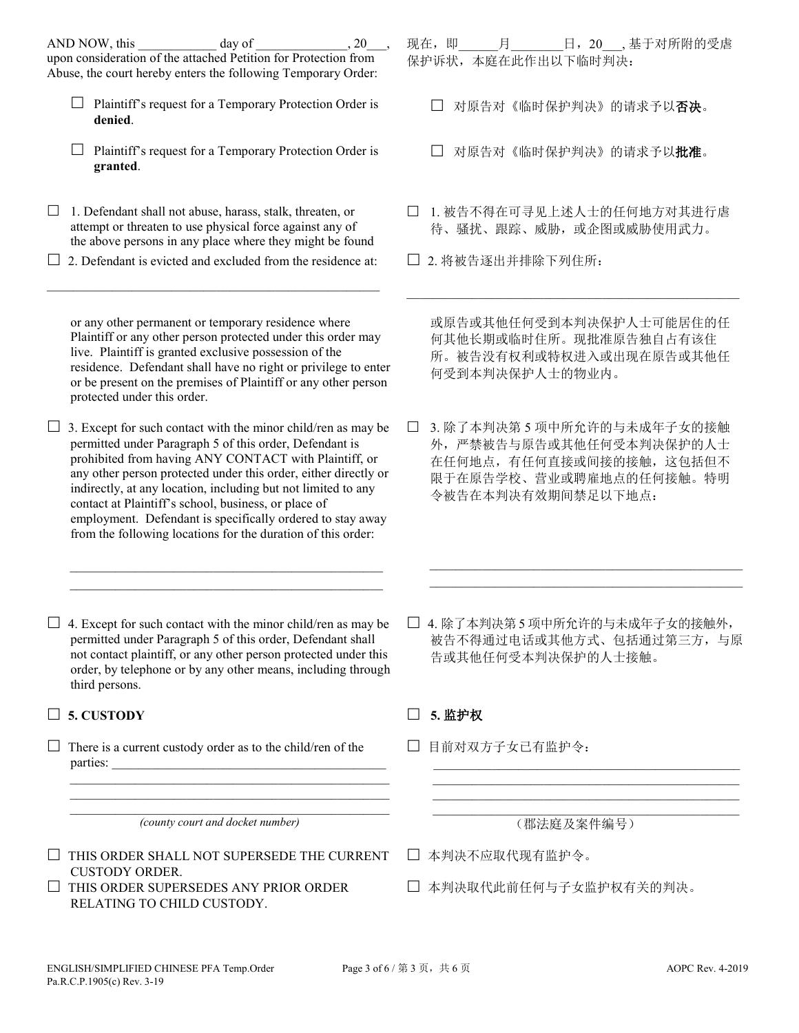AND NOW, this ____________ day of ______________, 20___, upon consideration of the attached Petition for Protection from Abuse, the court hereby enters the following Temporary Order:

现在，即______月________日，20___, 基于对所附的受虐保护诉状，本庭在此作出以下临时判决：

☐ Plaintiff's request for a Temporary Protection Order is **denied**.

☐ 对原告对《临时保护判决》的请求予以**否决**。

☐ Plaintiff's request for a Temporary Protection Order is **granted**.

☐ 对原告对《临时保护判决》的请求予以**批准**。

☐ 1. Defendant shall not abuse, harass, stalk, threaten, or attempt or threaten to use physical force against any of the above persons in any place where they might be found

☐ 1. 被告不得在可寻见上述人士的任何地方对其进行虐待、骚扰、跟踪、威胁，或企图或威胁使用武力。

☐ 2. Defendant is evicted and excluded from the residence at:

______________________________________________________

or any other permanent or temporary residence where Plaintiff or any other person protected under this order may live. Plaintiff is granted exclusive possession of the residence. Defendant shall have no right or privilege to enter or be present on the premises of Plaintiff or any other person protected under this order.

☐ 2. 将被告逐出并排除下列住所：

______________________________________________________

或原告或其他任何受到本判决保护人士可能居住的任何其他长期或临时住所。现批准原告独自占有该住所。被告没有权利或特权进入或出现在原告或其他任何受到本判决保护人士的物业内。

☐ 3. Except for such contact with the minor child/ren as may be permitted under Paragraph 5 of this order, Defendant is prohibited from having ANY CONTACT with Plaintiff, or any other person protected under this order, either directly or indirectly, at any location, including but not limited to any contact at Plaintiff's school, business, or place of employment. Defendant is specifically ordered to stay away from the following locations for the duration of this order:

______________________________________________________

______________________________________________________

☐ 3. 除了本判决第 5 项中所允许的与未成年子女的接触外，严禁被告与原告或其他任何受本判决保护的人士在任何地点，有任何直接或间接的接触，这包括但不限于在原告学校、营业或聘雇地点的任何接触。特明令被告在本判决有效期间禁足以下地点：

______________________________________________________

______________________________________________________

☐ 4. Except for such contact with the minor child/ren as may be permitted under Paragraph 5 of this order, Defendant shall not contact plaintiff, or any other person protected under this order, by telephone or by any other means, including through third persons.

☐ 4. 除了本判决第 5 项中所允许的与未成年子女的接触外，被告不得通过电话或其他方式、包括通过第三方，与原告或其他任何受本判决保护的人士接触。

☐ **5. CUSTODY**

☐ **5. 监护权**

☐ There is a current custody order as to the child/ren of the parties: ____________________________________________

______________________________________________________

______________________________________________________

______________________________________________________

*(county court and docket number)*

☐ 目前对双方子女已有监护令：

______________________________________________________

______________________________________________________

______________________________________________________

______________________________________________________

（郡法庭及案件编号）

☐ THIS ORDER SHALL NOT SUPERSEDE THE CURRENT CUSTODY ORDER.

☐ 本判决不应取代现有监护令。

☐ THIS ORDER SUPERSEDES ANY PRIOR ORDER RELATING TO CHILD CUSTODY.

☐ 本判决取代此前任何与子女监护权有关的判决。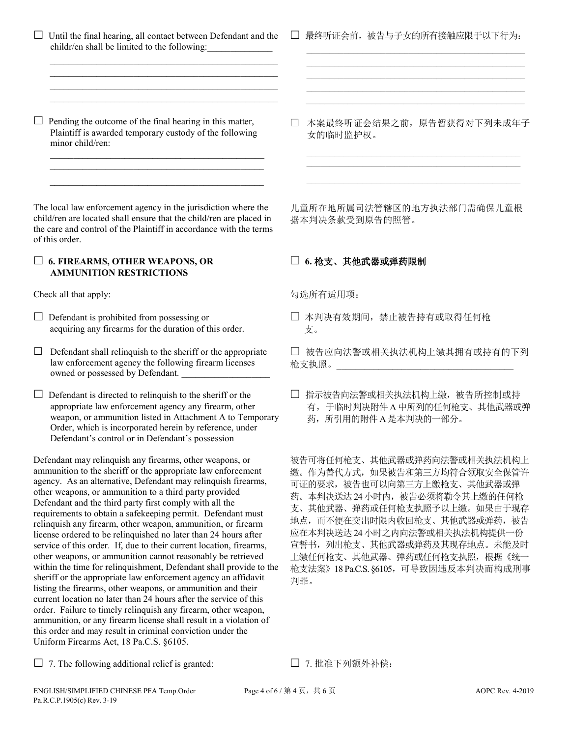☐ Until the final hearing, all contact between Defendant and the childr/en shall be limited to the following:______________

_____________________________________________________
_____________________________________________________
_____________________________________________________
_____________________________________________________

☐ 最终听证会前，被告与子女的所有接触应限于以下行为：

_____________________________________________________
_____________________________________________________
_____________________________________________________
_____________________________________________________
_____________________________________________________

☐ Pending the outcome of the final hearing in this matter, Plaintiff is awarded temporary custody of the following minor child/ren:

_____________________________________________________
_____________________________________________________
_____________________________________________________

☐ 本案最终听证会结果之前，原告暂获得对下列未成年子女的临时监护权。

_____________________________________________________
_____________________________________________________
_____________________________________________________

The local law enforcement agency in the jurisdiction where the child/ren are located shall ensure that the child/ren are placed in the care and control of the Plaintiff in accordance with the terms of this order.

儿童所在地所属司法管辖区的地方执法部门需确保儿童根据本判决条款受到原告的照管。

## ☐ 6. FIREARMS, OTHER WEAPONS, OR AMMUNITION RESTRICTIONS

## ☐ 6. 枪支、其他武器或弹药限制

Check all that apply:

勾选所有适用项：

☐ Defendant is prohibited from possessing or acquiring any firearms for the duration of this order.

☐ 本判决有效期间，禁止被告持有或取得任何枪支。

☐ Defendant shall relinquish to the sheriff or the appropriate law enforcement agency the following firearm licenses owned or possessed by Defendant. ___________________

☐ 被告应向法警或相关执法机构上缴其拥有或持有的下列枪支执照。_______________________________________

☐ Defendant is directed to relinquish to the sheriff or the appropriate law enforcement agency any firearm, other weapon, or ammunition listed in Attachment A to Temporary Order, which is incorporated herein by reference, under Defendant's control or in Defendant's possession

☐ 指示被告向法警或相关执法机构上缴，被告所控制或持有，于临时判决附件 A 中所列的任何枪支、其他武器或弹药，所引用的附件 A 是本判决的一部分。

Defendant may relinquish any firearms, other weapons, or ammunition to the sheriff or the appropriate law enforcement agency. As an alternative, Defendant may relinquish firearms, other weapons, or ammunition to a third party provided Defendant and the third party first comply with all the requirements to obtain a safekeeping permit. Defendant must relinquish any firearm, other weapon, ammunition, or firearm license ordered to be relinquished no later than 24 hours after service of this order. If, due to their current location, firearms, other weapons, or ammunition cannot reasonably be retrieved within the time for relinquishment, Defendant shall provide to the sheriff or the appropriate law enforcement agency an affidavit listing the firearms, other weapons, or ammunition and their current location no later than 24 hours after the service of this order. Failure to timely relinquish any firearm, other weapon, ammunition, or any firearm license shall result in a violation of this order and may result in criminal conviction under the Uniform Firearms Act, 18 Pa.C.S. §6105.

被告可将任何枪支、其他武器或弹药向法警或相关执法机构上缴。作为替代方式，如果被告和第三方均符合领取安全保管许可证的要求，被告也可以向第三方上缴枪支、其他武器或弹药。本判决送达 24 小时内，被告必须将勒令其上缴的任何枪支、其他武器、弹药或任何枪支执照予以上缴。如果由于现存地点，而不便在交出时限内收回枪支、其他武器或弹药，被告应在本判决送达 24 小时之内向法警或相关执法机构提供一份宣誓书，列出枪支、其他武器或弹药及其现存地点。未能及时上缴任何枪支、其他武器、弹药或任何枪支执照，根据《统一枪支法案》18 Pa.C.S. §6105，可导致因违反本判决而构成刑事判罪。

☐ 7. The following additional relief is granted:

☐ 7. 批准下列额外补偿：

ENGLISH/SIMPLIFIED CHINESE PFA Temp.Order
Pa.R.C.P.1905(c) Rev. 3-19

AOPC Rev. 4-2019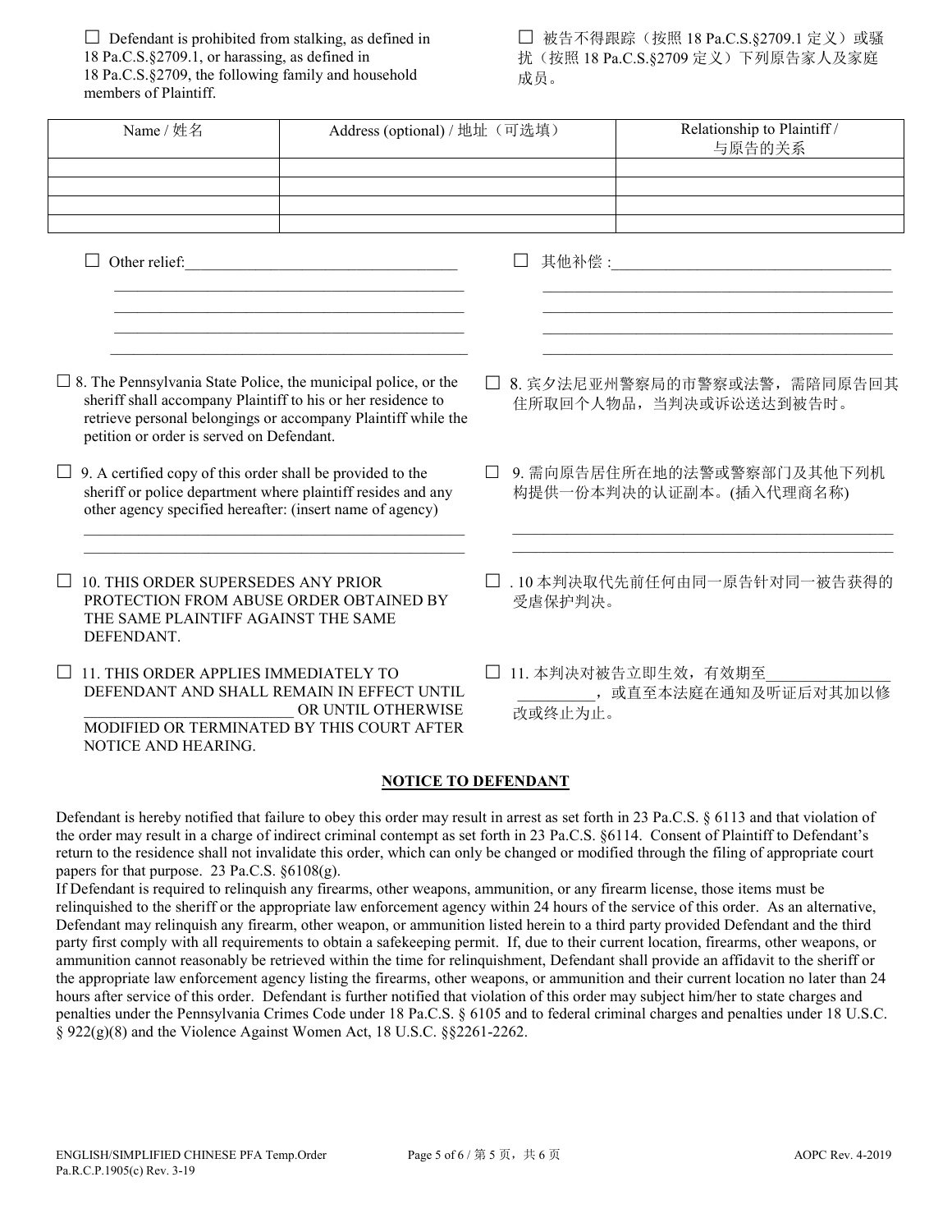☐ Defendant is prohibited from stalking, as defined in 18 Pa.C.S.§2709.1, or harassing, as defined in 18 Pa.C.S.§2709, the following family and household members of Plaintiff.

☐ 被告不得跟踪（按照 18 Pa.C.S.§2709.1 定义）或骚扰（按照 18 Pa.C.S.§2709 定义）下列原告家人及家庭成员。

| Name / 姓名 | Address (optional) / 地址（可选填） | Relationship to Plaintiff / 与原告的关系 |
|---|---|---|
| | | |
| | | |
| | | |
| | | |

☐ Other relief:___________________________________
_____________________________________________
_____________________________________________
_____________________________________________
_____________________________________________

☐ 其他补偿 :___________________________________
_____________________________________________
_____________________________________________
_____________________________________________
_____________________________________________

☐ 8. The Pennsylvania State Police, the municipal police, or the sheriff shall accompany Plaintiff to his or her residence to retrieve personal belongings or accompany Plaintiff while the petition or order is served on Defendant.

☐ 8. 宾夕法尼亚州警察局的市警察或法警，需陪同原告回其住所取回个人物品，当判决或诉讼送达到被告时。

☐ 9. A certified copy of this order shall be provided to the sheriff or police department where plaintiff resides and any other agency specified hereafter: (insert name of agency)
_____________________________________________
_____________________________________________

☐ 9. 需向原告居住所在地的法警或警察部门及其他下列机构提供一份本判决的认证副本。(插入代理商名称)
_____________________________________________
_____________________________________________

☐ 10. THIS ORDER SUPERSEDES ANY PRIOR PROTECTION FROM ABUSE ORDER OBTAINED BY THE SAME PLAINTIFF AGAINST THE SAME DEFENDANT.

☐ . 10 本判决取代先前任何由同一原告针对同一被告获得的受虐保护判决。

☐ 11. THIS ORDER APPLIES IMMEDIATELY TO DEFENDANT AND SHALL REMAIN IN EFFECT UNTIL __________________________ OR UNTIL OTHERWISE MODIFIED OR TERMINATED BY THIS COURT AFTER NOTICE AND HEARING.

☐ 11. 本判决对被告立即生效，有效期至________________ __________，或直至本法庭在通知及听证后对其加以修改或终止为止。

## NOTICE TO DEFENDANT

Defendant is hereby notified that failure to obey this order may result in arrest as set forth in 23 Pa.C.S. § 6113 and that violation of the order may result in a charge of indirect criminal contempt as set forth in 23 Pa.C.S. §6114. Consent of Plaintiff to Defendant's return to the residence shall not invalidate this order, which can only be changed or modified through the filing of appropriate court papers for that purpose. 23 Pa.C.S. §6108(g).

If Defendant is required to relinquish any firearms, other weapons, ammunition, or any firearm license, those items must be relinquished to the sheriff or the appropriate law enforcement agency within 24 hours of the service of this order. As an alternative, Defendant may relinquish any firearm, other weapon, or ammunition listed herein to a third party provided Defendant and the third party first comply with all requirements to obtain a safekeeping permit. If, due to their current location, firearms, other weapons, or ammunition cannot reasonably be retrieved within the time for relinquishment, Defendant shall provide an affidavit to the sheriff or the appropriate law enforcement agency listing the firearms, other weapons, or ammunition and their current location no later than 24 hours after service of this order. Defendant is further notified that violation of this order may subject him/her to state charges and penalties under the Pennsylvania Crimes Code under 18 Pa.C.S. § 6105 and to federal criminal charges and penalties under 18 U.S.C. § 922(g)(8) and the Violence Against Women Act, 18 U.S.C. §§2261-2262.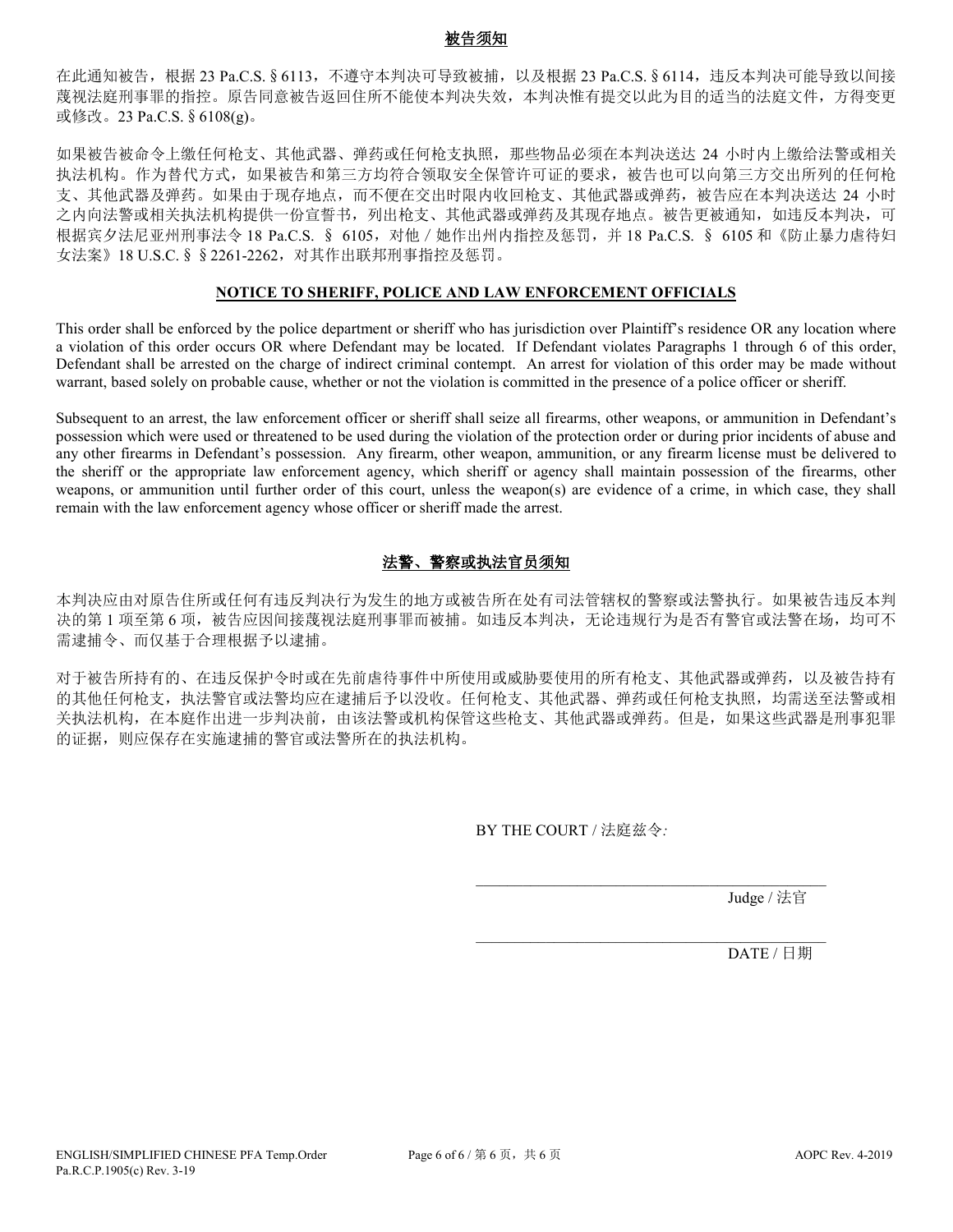## 被告须知

在此通知被告，根据 23 Pa.C.S.§6113，不遵守本判决可导致被捕，以及根据 23 Pa.C.S.§6114，违反本判决可能导致以间接蔑视法庭刑事罪的指控。原告同意被告返回住所不能使本判决失效，本判决惟有提交以此为目的适当的法庭文件，方得变更或修改。23 Pa.C.S.§6108(g)。

如果被告被命令上缴任何枪支、其他武器、弹药或任何枪支执照，那些物品必须在本判决送达 24 小时内上缴给法警或相关执法机构。作为替代方式，如果被告和第三方均符合领取安全保管许可证的要求，被告也可以向第三方交出所列的任何枪支、其他武器及弹药。如果由于现存地点，而不便在交出时限内收回枪支、其他武器或弹药，被告应在本判决送达 24 小时之内向法警或相关执法机构提供一份宣誓书，列出枪支、其他武器或弹药及其现存地点。被告更被通知，如违反本判决，可根据宾夕法尼亚州刑事法令 18 Pa.C.S. § 6105，对他 / 她作出州内指控及惩罚，并 18 Pa.C.S. § 6105 和《防止暴力虐待妇女法案》18 U.S.C.§§2261-2262，对其作出联邦刑事指控及惩罚。

## NOTICE TO SHERIFF, POLICE AND LAW ENFORCEMENT OFFICIALS

This order shall be enforced by the police department or sheriff who has jurisdiction over Plaintiff's residence OR any location where a violation of this order occurs OR where Defendant may be located. If Defendant violates Paragraphs 1 through 6 of this order, Defendant shall be arrested on the charge of indirect criminal contempt. An arrest for violation of this order may be made without warrant, based solely on probable cause, whether or not the violation is committed in the presence of a police officer or sheriff.

Subsequent to an arrest, the law enforcement officer or sheriff shall seize all firearms, other weapons, or ammunition in Defendant's possession which were used or threatened to be used during the violation of the protection order or during prior incidents of abuse and any other firearms in Defendant's possession. Any firearm, other weapon, ammunition, or any firearm license must be delivered to the sheriff or the appropriate law enforcement agency, which sheriff or agency shall maintain possession of the firearms, other weapons, or ammunition until further order of this court, unless the weapon(s) are evidence of a crime, in which case, they shall remain with the law enforcement agency whose officer or sheriff made the arrest.

## 法警、警察或执法官员须知

本判决应由对原告住所或任何有违反判决行为发生的地方或被告所在处有司法管辖权的警察或法警执行。如果被告违反本判决的第 1 项至第 6 项，被告应因间接蔑视法庭刑事罪而被捕。如违反本判决，无论违规行为是否有警官或法警在场，均可不需逮捕令、而仅基于合理根据予以逮捕。

对于被告所持有的、在违反保护令时或在先前虐待事件中所使用或威胁要使用的所有枪支、其他武器或弹药，以及被告持有的其他任何枪支，执法警官或法警均应在逮捕后予以没收。任何枪支、其他武器、弹药或任何枪支执照，均需送至法警或相关执法机构，在本庭作出进一步判决前，由该法警或机构保管这些枪支、其他武器或弹药。但是，如果这些武器是刑事犯罪的证据，则应保存在实施逮捕的警官或法警所在的执法机构。

BY THE COURT / 法庭兹令:

\_\_\_\_\_\_\_\_\_\_\_\_\_\_\_\_\_\_\_\_\_\_\_\_\_\_\_\_\_\_\_\_\_\_\_\_\_\_\_\_
Judge / 法官

\_\_\_\_\_\_\_\_\_\_\_\_\_\_\_\_\_\_\_\_\_\_\_\_\_\_\_\_\_\_\_\_\_\_\_\_\_\_\_\_
DATE / 日期

ENGLISH/SIMPLIFIED CHINESE PFA Temp.Order
Pa.R.C.P.1905(c) Rev. 3-19

AOPC Rev. 4-2019